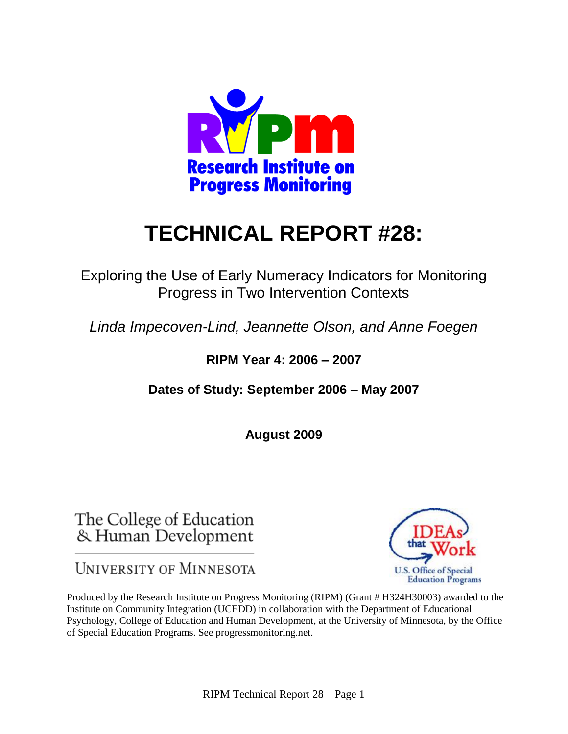# TECHNICAL REPORT #28:

Exploring the Use of Early Numeracy Indicators for Monitoring Progress in Two Intervention Contexts

*Linda Impecoven-Lind, Jeannette Olson, and Anne Foegen*

**RIPM Year 4: 2006 – 2007**

**Dates of Study: September 2006 – May 2007**

**August 2009**

Produced by the Research Institute on Progress Monitoring (RIPM) (Grant # H324H30003) awarded to the Institute on Community Integration (UCEDD) in collaboration with the Department of Educational Psychology, College of Education and Human Development, at the University of Minnesota, by the Office of Special Education Programs. See progressmonitoring.net.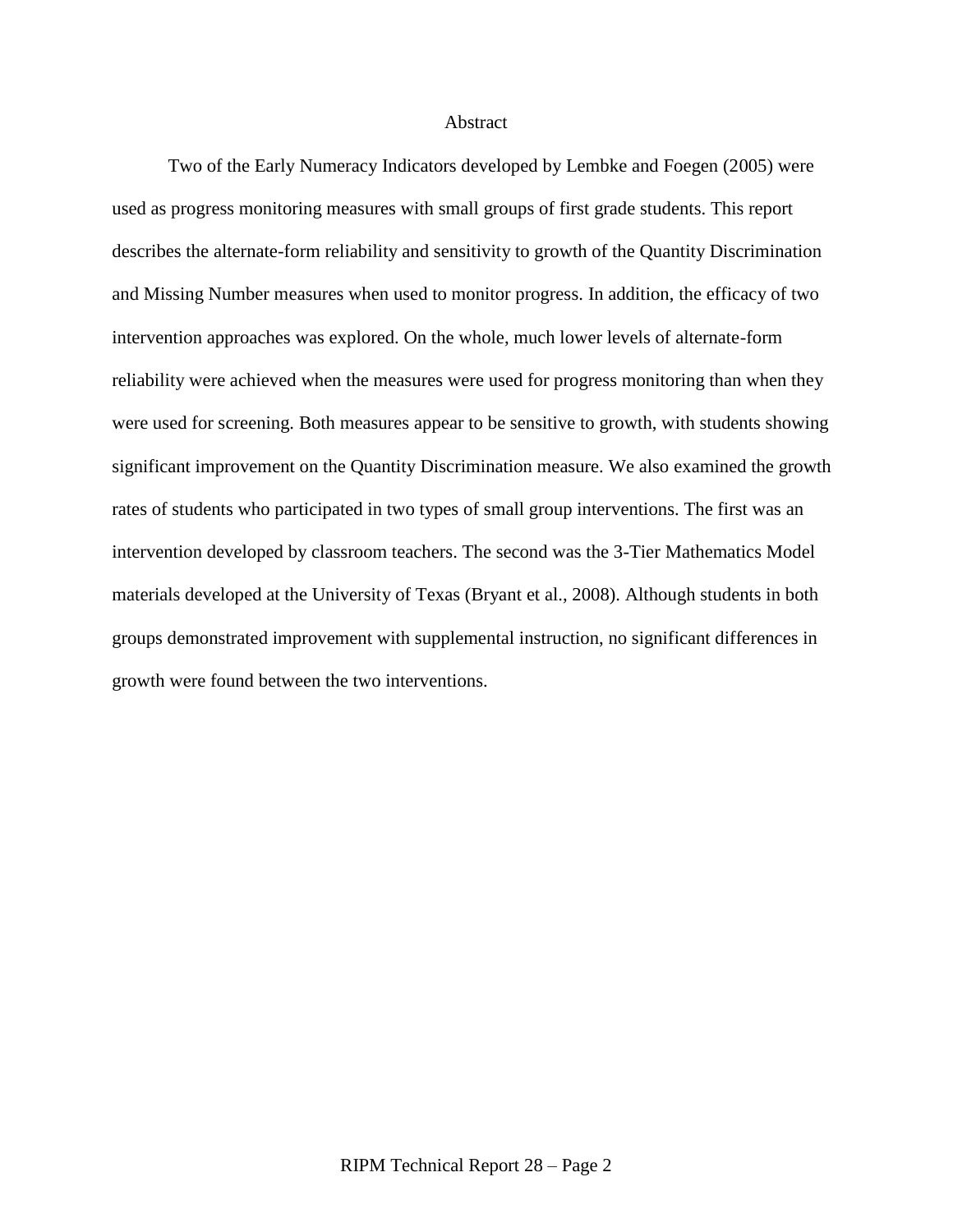# Abstract

Two of the Early Numeracy Indicators developed by Lembke and Foegen (2005) were used as progress monitoring measures with small groups of first grade students. This report describes the alternate-form reliability and sensitivity to growth of the Quantity Discrimination and Missing Number measures when used to monitor progress. In addition, the efficacy of two intervention approaches was explored. On the whole, much lower levels of alternate-form reliability were achieved when the measures were used for progress monitoring than when they were used for screening. Both measures appear to be sensitive to growth, with students showing significant improvement on the Quantity Discrimination measure. We also examined the growth rates of students who participated in two types of small group interventions. The first was an intervention developed by classroom teachers. The second was the 3-Tier Mathematics Model materials developed at the University of Texas (Bryant et al., 2008). Although students in both groups demonstrated improvement with supplemental instruction, no significant differences in growth were found between the two interventions.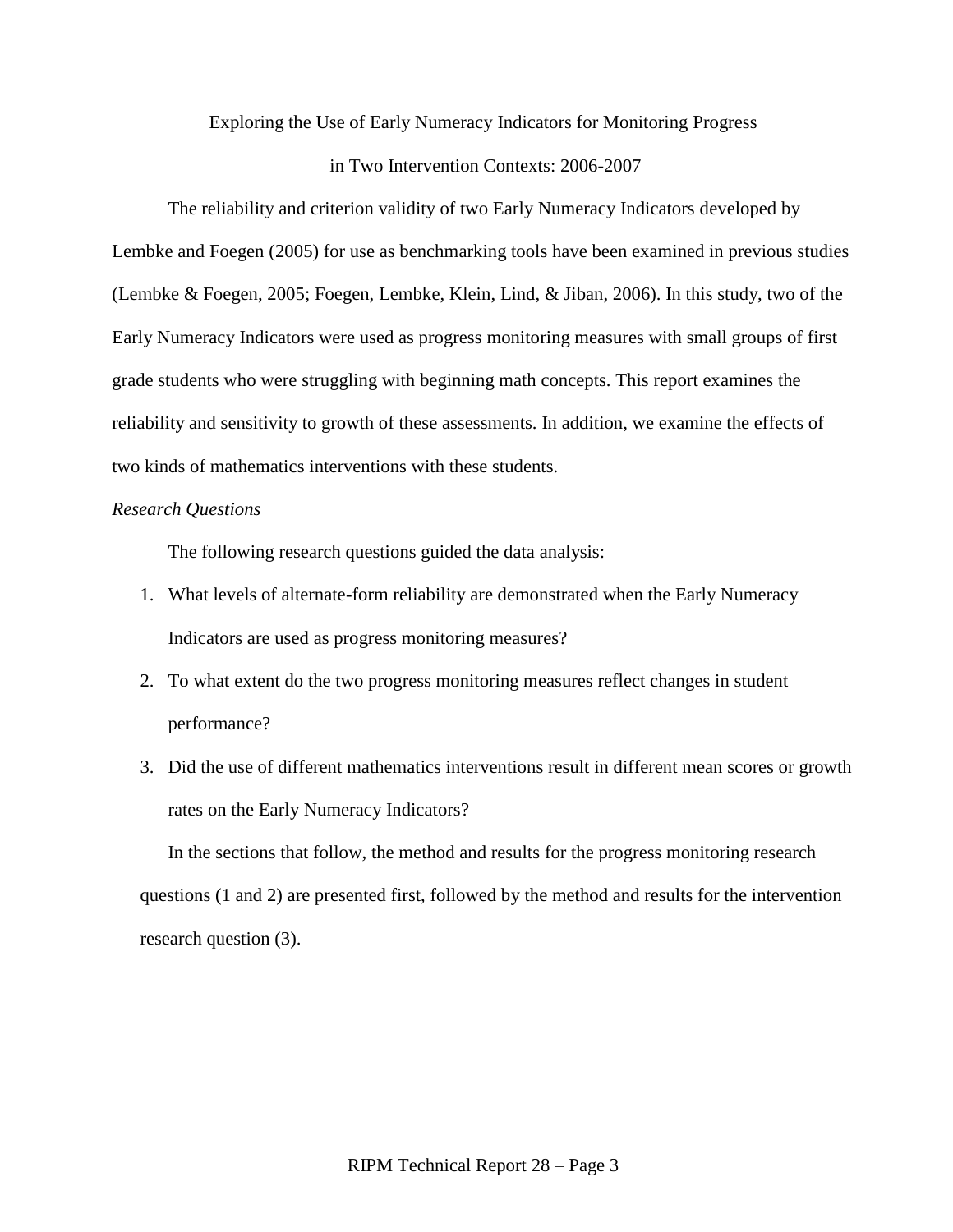# Exploring the Use of Early Numeracy Indicators for Monitoring Progress in Two Intervention Contexts: 2006-2007

The reliability and criterion validity of two Early Numeracy Indicators developed by Lembke and Foegen (2005) for use as benchmarking tools have been examined in previous studies (Lembke & Foegen, 2005; Foegen, Lembke, Klein, Lind, & Jiban, 2006). In this study, two of the Early Numeracy Indicators were used as progress monitoring measures with small groups of first grade students who were struggling with beginning math concepts. This report examines the reliability and sensitivity to growth of these assessments. In addition, we examine the effects of two kinds of mathematics interventions with these students.

*Research Questions*

The following research questions guided the data analysis:

1. What levels of alternate-form reliability are demonstrated when the Early Numeracy Indicators are used as progress monitoring measures?
2. To what extent do the two progress monitoring measures reflect changes in student performance?
3. Did the use of different mathematics interventions result in different mean scores or growth rates on the Early Numeracy Indicators?

In the sections that follow, the method and results for the progress monitoring research questions (1 and 2) are presented first, followed by the method and results for the intervention research question (3).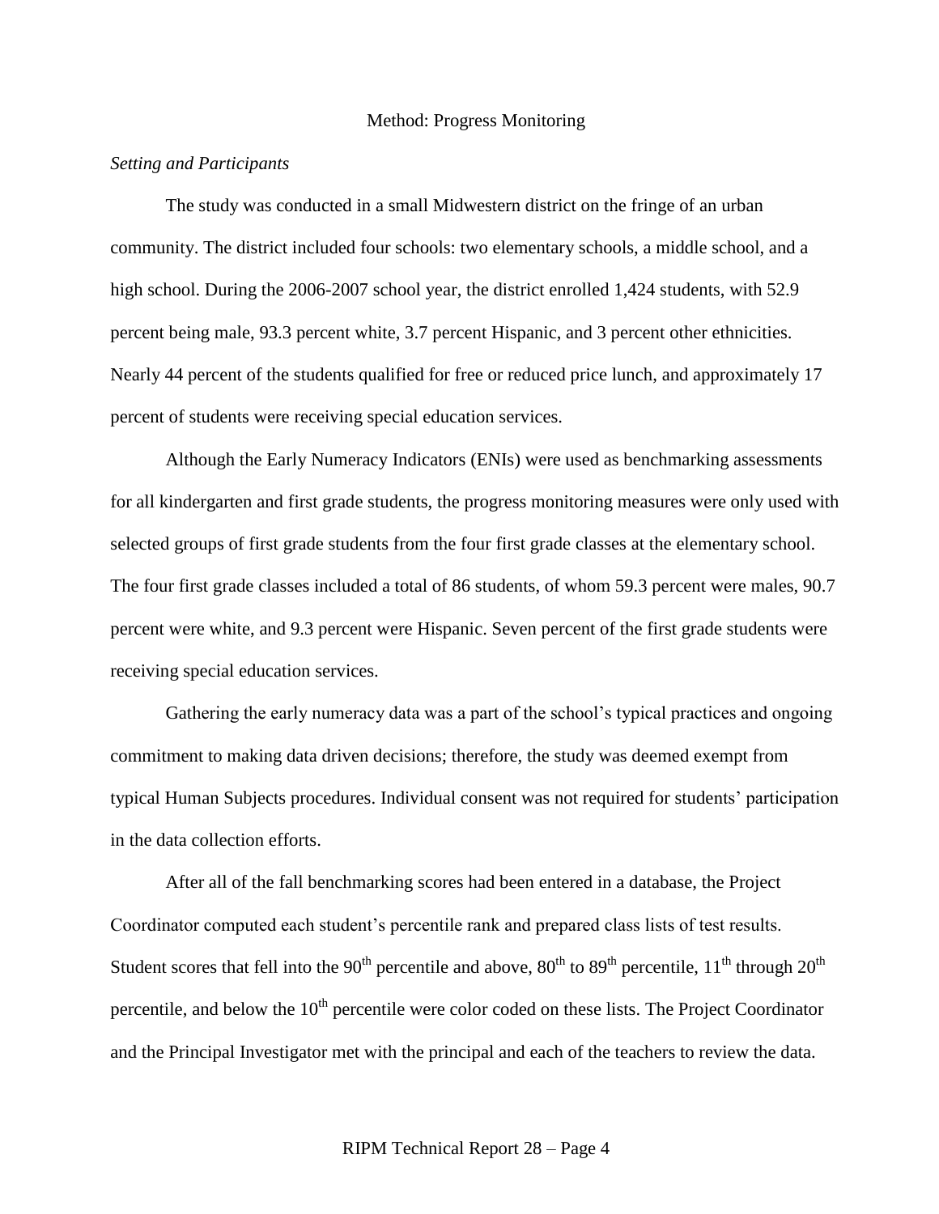# Method: Progress Monitoring

*Setting and Participants*

The study was conducted in a small Midwestern district on the fringe of an urban community. The district included four schools: two elementary schools, a middle school, and a high school. During the 2006-2007 school year, the district enrolled 1,424 students, with 52.9 percent being male, 93.3 percent white, 3.7 percent Hispanic, and 3 percent other ethnicities. Nearly 44 percent of the students qualified for free or reduced price lunch, and approximately 17 percent of students were receiving special education services.

Although the Early Numeracy Indicators (ENIs) were used as benchmarking assessments for all kindergarten and first grade students, the progress monitoring measures were only used with selected groups of first grade students from the four first grade classes at the elementary school. The four first grade classes included a total of 86 students, of whom 59.3 percent were males, 90.7 percent were white, and 9.3 percent were Hispanic. Seven percent of the first grade students were receiving special education services.

Gathering the early numeracy data was a part of the school's typical practices and ongoing commitment to making data driven decisions; therefore, the study was deemed exempt from typical Human Subjects procedures. Individual consent was not required for students' participation in the data collection efforts.

After all of the fall benchmarking scores had been entered in a database, the Project Coordinator computed each student's percentile rank and prepared class lists of test results. Student scores that fell into the 90th percentile and above, 80th to 89th percentile, 11th through 20th percentile, and below the 10th percentile were color coded on these lists. The Project Coordinator and the Principal Investigator met with the principal and each of the teachers to review the data.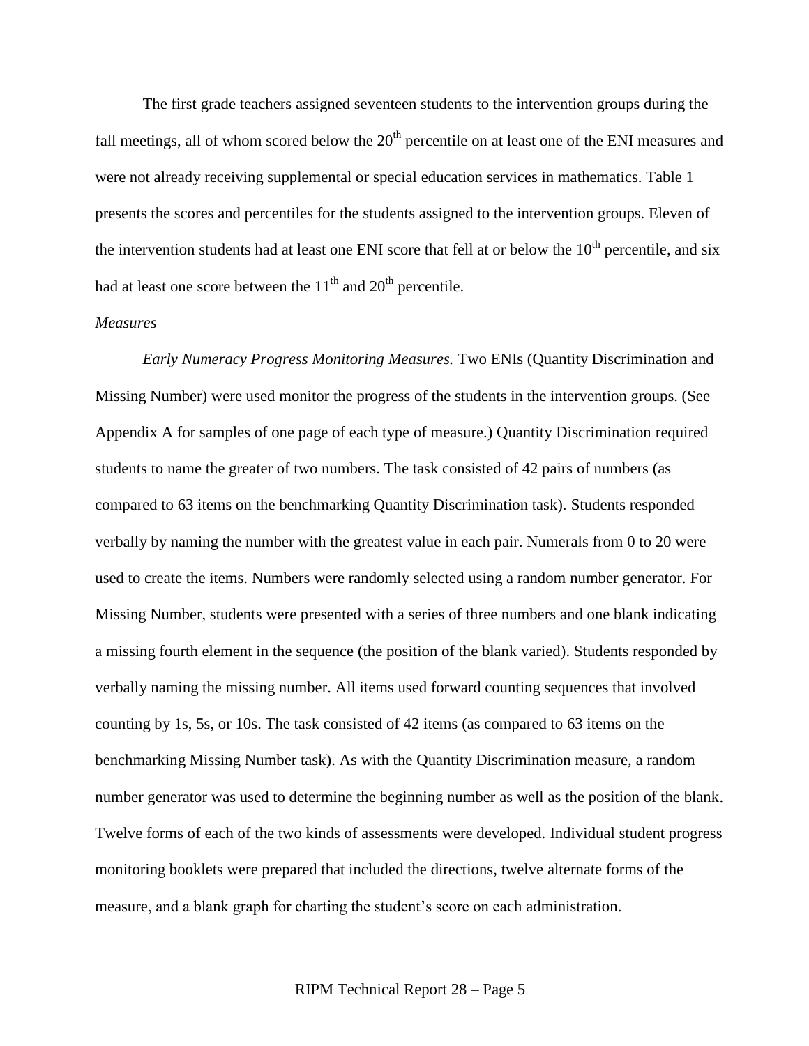The first grade teachers assigned seventeen students to the intervention groups during the fall meetings, all of whom scored below the 20th percentile on at least one of the ENI measures and were not already receiving supplemental or special education services in mathematics. Table 1 presents the scores and percentiles for the students assigned to the intervention groups. Eleven of the intervention students had at least one ENI score that fell at or below the 10th percentile, and six had at least one score between the 11th and 20th percentile.

*Measures*

*Early Numeracy Progress Monitoring Measures.* Two ENIs (Quantity Discrimination and Missing Number) were used monitor the progress of the students in the intervention groups. (See Appendix A for samples of one page of each type of measure.) Quantity Discrimination required students to name the greater of two numbers. The task consisted of 42 pairs of numbers (as compared to 63 items on the benchmarking Quantity Discrimination task). Students responded verbally by naming the number with the greatest value in each pair. Numerals from 0 to 20 were used to create the items. Numbers were randomly selected using a random number generator. For Missing Number, students were presented with a series of three numbers and one blank indicating a missing fourth element in the sequence (the position of the blank varied). Students responded by verbally naming the missing number. All items used forward counting sequences that involved counting by 1s, 5s, or 10s. The task consisted of 42 items (as compared to 63 items on the benchmarking Missing Number task). As with the Quantity Discrimination measure, a random number generator was used to determine the beginning number as well as the position of the blank. Twelve forms of each of the two kinds of assessments were developed. Individual student progress monitoring booklets were prepared that included the directions, twelve alternate forms of the measure, and a blank graph for charting the student's score on each administration.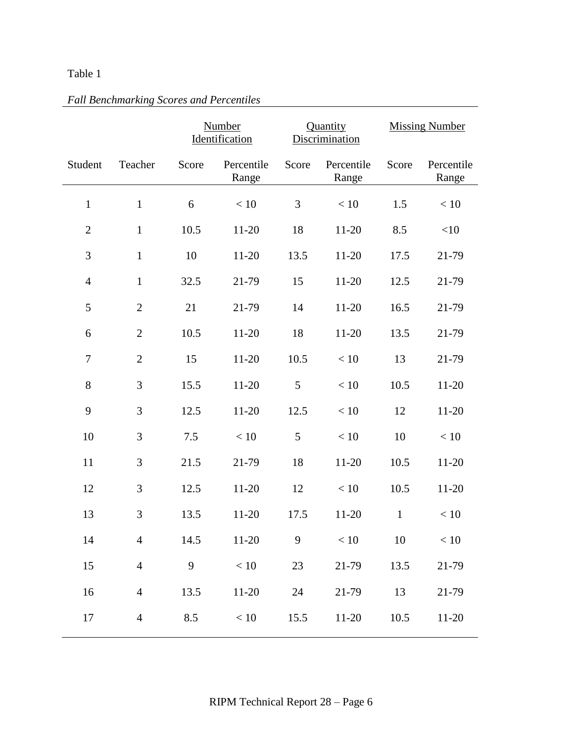Table 1

*Fall Benchmarking Scores and Percentiles*

| | | Number Identification | | Quantity Discrimination | | Missing Number | |
|---|---|---|---|---|---|---|---|
| Student | Teacher | Score | Percentile Range | Score | Percentile Range | Score | Percentile Range |
| 1 | 1 | 6 | < 10 | 3 | < 10 | 1.5 | < 10 |
| 2 | 1 | 10.5 | 11-20 | 18 | 11-20 | 8.5 | <10 |
| 3 | 1 | 10 | 11-20 | 13.5 | 11-20 | 17.5 | 21-79 |
| 4 | 1 | 32.5 | 21-79 | 15 | 11-20 | 12.5 | 21-79 |
| 5 | 2 | 21 | 21-79 | 14 | 11-20 | 16.5 | 21-79 |
| 6 | 2 | 10.5 | 11-20 | 18 | 11-20 | 13.5 | 21-79 |
| 7 | 2 | 15 | 11-20 | 10.5 | < 10 | 13 | 21-79 |
| 8 | 3 | 15.5 | 11-20 | 5 | < 10 | 10.5 | 11-20 |
| 9 | 3 | 12.5 | 11-20 | 12.5 | < 10 | 12 | 11-20 |
| 10 | 3 | 7.5 | < 10 | 5 | < 10 | 10 | < 10 |
| 11 | 3 | 21.5 | 21-79 | 18 | 11-20 | 10.5 | 11-20 |
| 12 | 3 | 12.5 | 11-20 | 12 | < 10 | 10.5 | 11-20 |
| 13 | 3 | 13.5 | 11-20 | 17.5 | 11-20 | 1 | < 10 |
| 14 | 4 | 14.5 | 11-20 | 9 | < 10 | 10 | < 10 |
| 15 | 4 | 9 | < 10 | 23 | 21-79 | 13.5 | 21-79 |
| 16 | 4 | 13.5 | 11-20 | 24 | 21-79 | 13 | 21-79 |
| 17 | 4 | 8.5 | < 10 | 15.5 | 11-20 | 10.5 | 11-20 |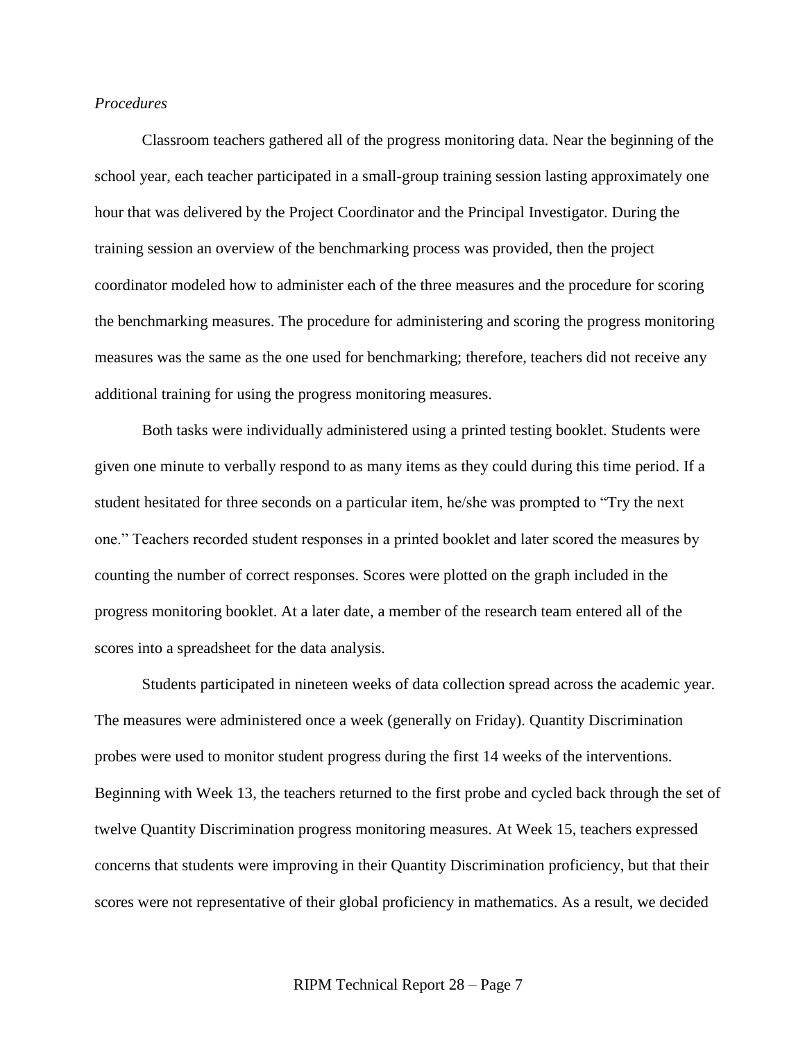*Procedures*

Classroom teachers gathered all of the progress monitoring data. Near the beginning of the school year, each teacher participated in a small-group training session lasting approximately one hour that was delivered by the Project Coordinator and the Principal Investigator. During the training session an overview of the benchmarking process was provided, then the project coordinator modeled how to administer each of the three measures and the procedure for scoring the benchmarking measures. The procedure for administering and scoring the progress monitoring measures was the same as the one used for benchmarking; therefore, teachers did not receive any additional training for using the progress monitoring measures.

Both tasks were individually administered using a printed testing booklet. Students were given one minute to verbally respond to as many items as they could during this time period. If a student hesitated for three seconds on a particular item, he/she was prompted to "Try the next one." Teachers recorded student responses in a printed booklet and later scored the measures by counting the number of correct responses. Scores were plotted on the graph included in the progress monitoring booklet. At a later date, a member of the research team entered all of the scores into a spreadsheet for the data analysis.

Students participated in nineteen weeks of data collection spread across the academic year. The measures were administered once a week (generally on Friday). Quantity Discrimination probes were used to monitor student progress during the first 14 weeks of the interventions. Beginning with Week 13, the teachers returned to the first probe and cycled back through the set of twelve Quantity Discrimination progress monitoring measures. At Week 15, teachers expressed concerns that students were improving in their Quantity Discrimination proficiency, but that their scores were not representative of their global proficiency in mathematics. As a result, we decided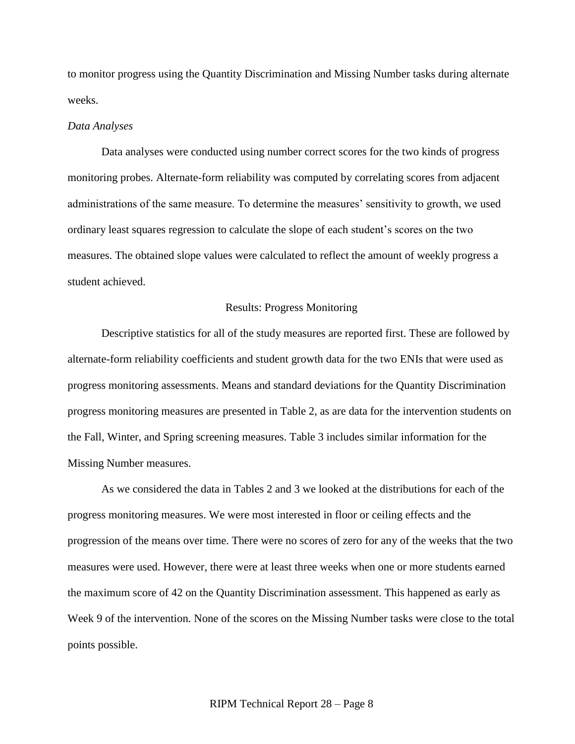to monitor progress using the Quantity Discrimination and Missing Number tasks during alternate weeks.

### *Data Analyses*

Data analyses were conducted using number correct scores for the two kinds of progress monitoring probes. Alternate-form reliability was computed by correlating scores from adjacent administrations of the same measure. To determine the measures' sensitivity to growth, we used ordinary least squares regression to calculate the slope of each student's scores on the two measures. The obtained slope values were calculated to reflect the amount of weekly progress a student achieved.

## Results: Progress Monitoring

Descriptive statistics for all of the study measures are reported first. These are followed by alternate-form reliability coefficients and student growth data for the two ENIs that were used as progress monitoring assessments. Means and standard deviations for the Quantity Discrimination progress monitoring measures are presented in Table 2, as are data for the intervention students on the Fall, Winter, and Spring screening measures. Table 3 includes similar information for the Missing Number measures.

As we considered the data in Tables 2 and 3 we looked at the distributions for each of the progress monitoring measures. We were most interested in floor or ceiling effects and the progression of the means over time. There were no scores of zero for any of the weeks that the two measures were used. However, there were at least three weeks when one or more students earned the maximum score of 42 on the Quantity Discrimination assessment. This happened as early as Week 9 of the intervention. None of the scores on the Missing Number tasks were close to the total points possible.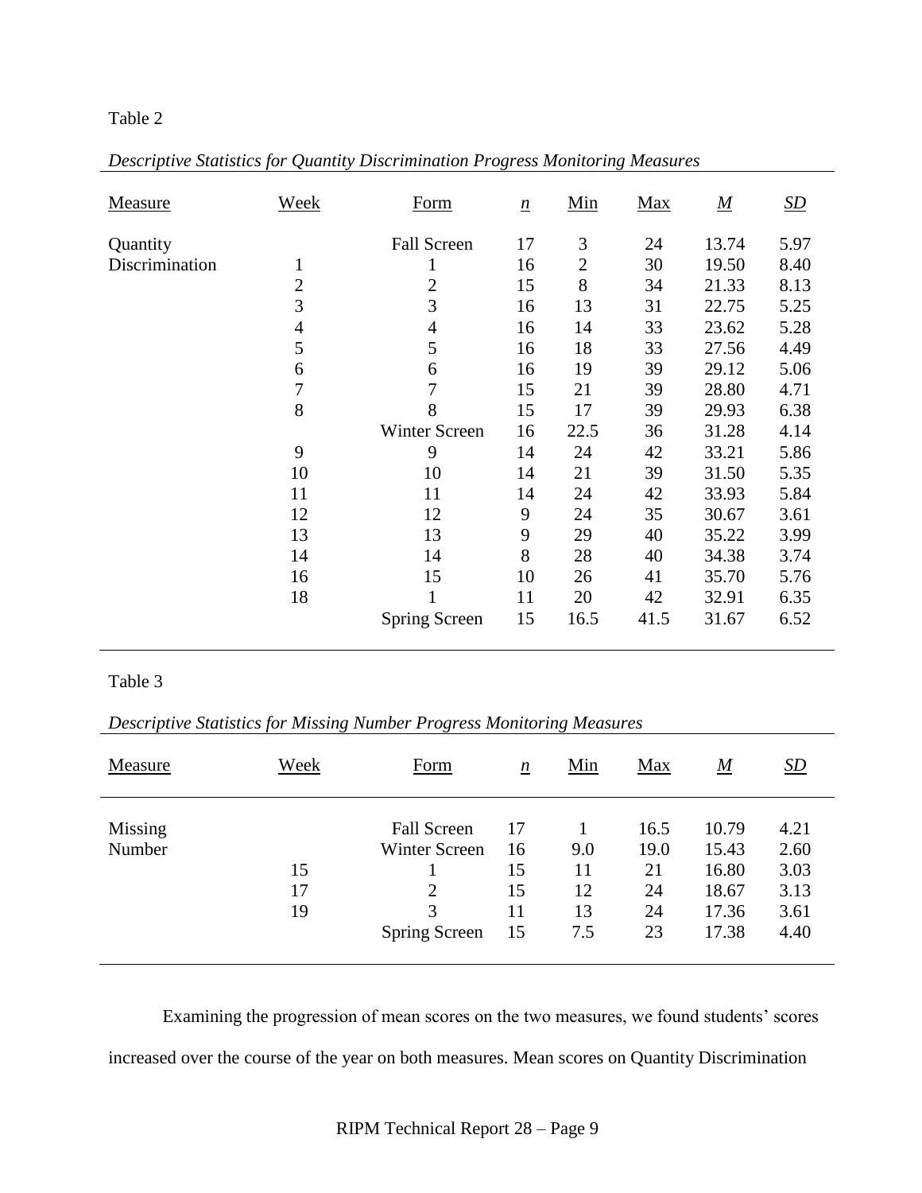Table 2

*Descriptive Statistics for Quantity Discrimination Progress Monitoring Measures*

| Measure | Week | Form | *n* | Min | Max | *M* | *SD* |
|---|---|---|---|---|---|---|---|
| Quantity Discrimination | | Fall Screen | 17 | 3 | 24 | 13.74 | 5.97 |
| | 1 | 1 | 16 | 2 | 30 | 19.50 | 8.40 |
| | 2 | 2 | 15 | 8 | 34 | 21.33 | 8.13 |
| | 3 | 3 | 16 | 13 | 31 | 22.75 | 5.25 |
| | 4 | 4 | 16 | 14 | 33 | 23.62 | 5.28 |
| | 5 | 5 | 16 | 18 | 33 | 27.56 | 4.49 |
| | 6 | 6 | 16 | 19 | 39 | 29.12 | 5.06 |
| | 7 | 7 | 15 | 21 | 39 | 28.80 | 4.71 |
| | 8 | 8 | 15 | 17 | 39 | 29.93 | 6.38 |
| | | Winter Screen | 16 | 22.5 | 36 | 31.28 | 4.14 |
| | 9 | 9 | 14 | 24 | 42 | 33.21 | 5.86 |
| | 10 | 10 | 14 | 21 | 39 | 31.50 | 5.35 |
| | 11 | 11 | 14 | 24 | 42 | 33.93 | 5.84 |
| | 12 | 12 | 9 | 24 | 35 | 30.67 | 3.61 |
| | 13 | 13 | 9 | 29 | 40 | 35.22 | 3.99 |
| | 14 | 14 | 8 | 28 | 40 | 34.38 | 3.74 |
| | 16 | 15 | 10 | 26 | 41 | 35.70 | 5.76 |
| | 18 | 1 | 11 | 20 | 42 | 32.91 | 6.35 |
| | | Spring Screen | 15 | 16.5 | 41.5 | 31.67 | 6.52 |

Table 3

*Descriptive Statistics for Missing Number Progress Monitoring Measures*

| Measure | Week | Form | *n* | Min | Max | *M* | *SD* |
|---|---|---|---|---|---|---|---|
| Missing Number | | Fall Screen | 17 | 1 | 16.5 | 10.79 | 4.21 |
| | | Winter Screen | 16 | 9.0 | 19.0 | 15.43 | 2.60 |
| | 15 | 1 | 15 | 11 | 21 | 16.80 | 3.03 |
| | 17 | 2 | 15 | 12 | 24 | 18.67 | 3.13 |
| | 19 | 3 | 11 | 13 | 24 | 17.36 | 3.61 |
| | | Spring Screen | 15 | 7.5 | 23 | 17.38 | 4.40 |

Examining the progression of mean scores on the two measures, we found students' scores increased over the course of the year on both measures. Mean scores on Quantity Discrimination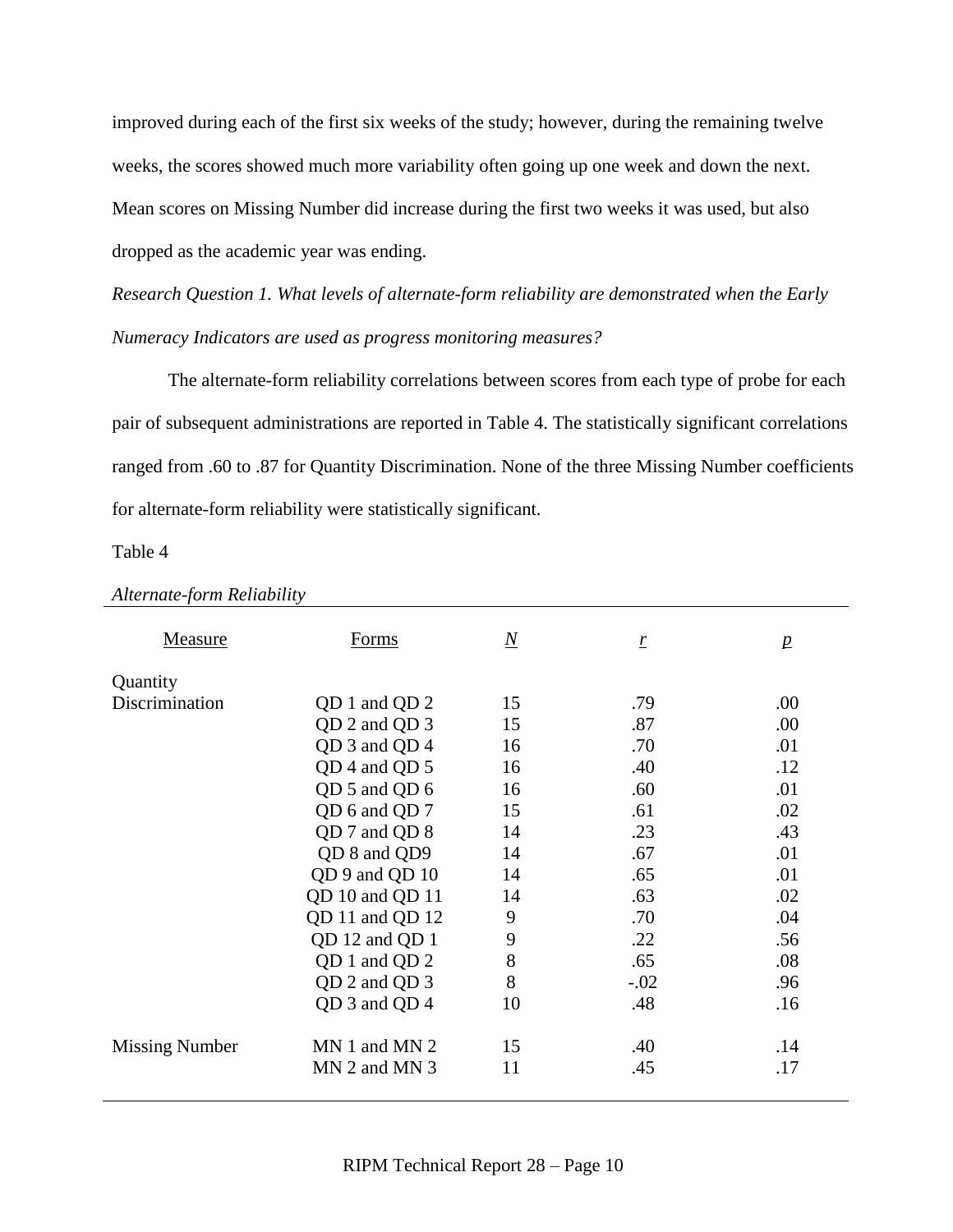improved during each of the first six weeks of the study; however, during the remaining twelve weeks, the scores showed much more variability often going up one week and down the next. Mean scores on Missing Number did increase during the first two weeks it was used, but also dropped as the academic year was ending.

*Research Question 1. What levels of alternate-form reliability are demonstrated when the Early Numeracy Indicators are used as progress monitoring measures?*

The alternate-form reliability correlations between scores from each type of probe for each pair of subsequent administrations are reported in Table 4. The statistically significant correlations ranged from .60 to .87 for Quantity Discrimination. None of the three Missing Number coefficients for alternate-form reliability were statistically significant.

Table 4

*Alternate-form Reliability*

| Measure | Forms | *N* | *r* | *p* |
|---|---|---|---|---|
| Quantity Discrimination | QD 1 and QD 2 | 15 | .79 | .00 |
| | QD 2 and QD 3 | 15 | .87 | .00 |
| | QD 3 and QD 4 | 16 | .70 | .01 |
| | QD 4 and QD 5 | 16 | .40 | .12 |
| | QD 5 and QD 6 | 16 | .60 | .01 |
| | QD 6 and QD 7 | 15 | .61 | .02 |
| | QD 7 and QD 8 | 14 | .23 | .43 |
| | QD 8 and QD9 | 14 | .67 | .01 |
| | QD 9 and QD 10 | 14 | .65 | .01 |
| | QD 10 and QD 11 | 14 | .63 | .02 |
| | QD 11 and QD 12 | 9 | .70 | .04 |
| | QD 12 and QD 1 | 9 | .22 | .56 |
| | QD 1 and QD 2 | 8 | .65 | .08 |
| | QD 2 and QD 3 | 8 | -.02 | .96 |
| | QD 3 and QD 4 | 10 | .48 | .16 |
| Missing Number | MN 1 and MN 2 | 15 | .40 | .14 |
| | MN 2 and MN 3 | 11 | .45 | .17 |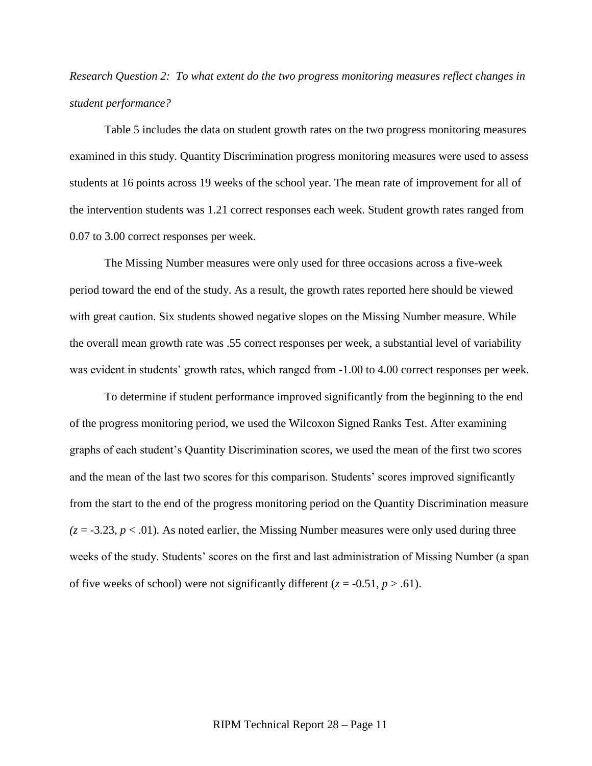*Research Question 2: To what extent do the two progress monitoring measures reflect changes in student performance?*

Table 5 includes the data on student growth rates on the two progress monitoring measures examined in this study. Quantity Discrimination progress monitoring measures were used to assess students at 16 points across 19 weeks of the school year. The mean rate of improvement for all of the intervention students was 1.21 correct responses each week. Student growth rates ranged from 0.07 to 3.00 correct responses per week.

The Missing Number measures were only used for three occasions across a five-week period toward the end of the study. As a result, the growth rates reported here should be viewed with great caution. Six students showed negative slopes on the Missing Number measure. While the overall mean growth rate was .55 correct responses per week, a substantial level of variability was evident in students' growth rates, which ranged from -1.00 to 4.00 correct responses per week.

To determine if student performance improved significantly from the beginning to the end of the progress monitoring period, we used the Wilcoxon Signed Ranks Test. After examining graphs of each student's Quantity Discrimination scores, we used the mean of the first two scores and the mean of the last two scores for this comparison. Students' scores improved significantly from the start to the end of the progress monitoring period on the Quantity Discrimination measure ($z = -3.23$, $p < .01$). As noted earlier, the Missing Number measures were only used during three weeks of the study. Students' scores on the first and last administration of Missing Number (a span of five weeks of school) were not significantly different ($z = -0.51$, $p > .61$).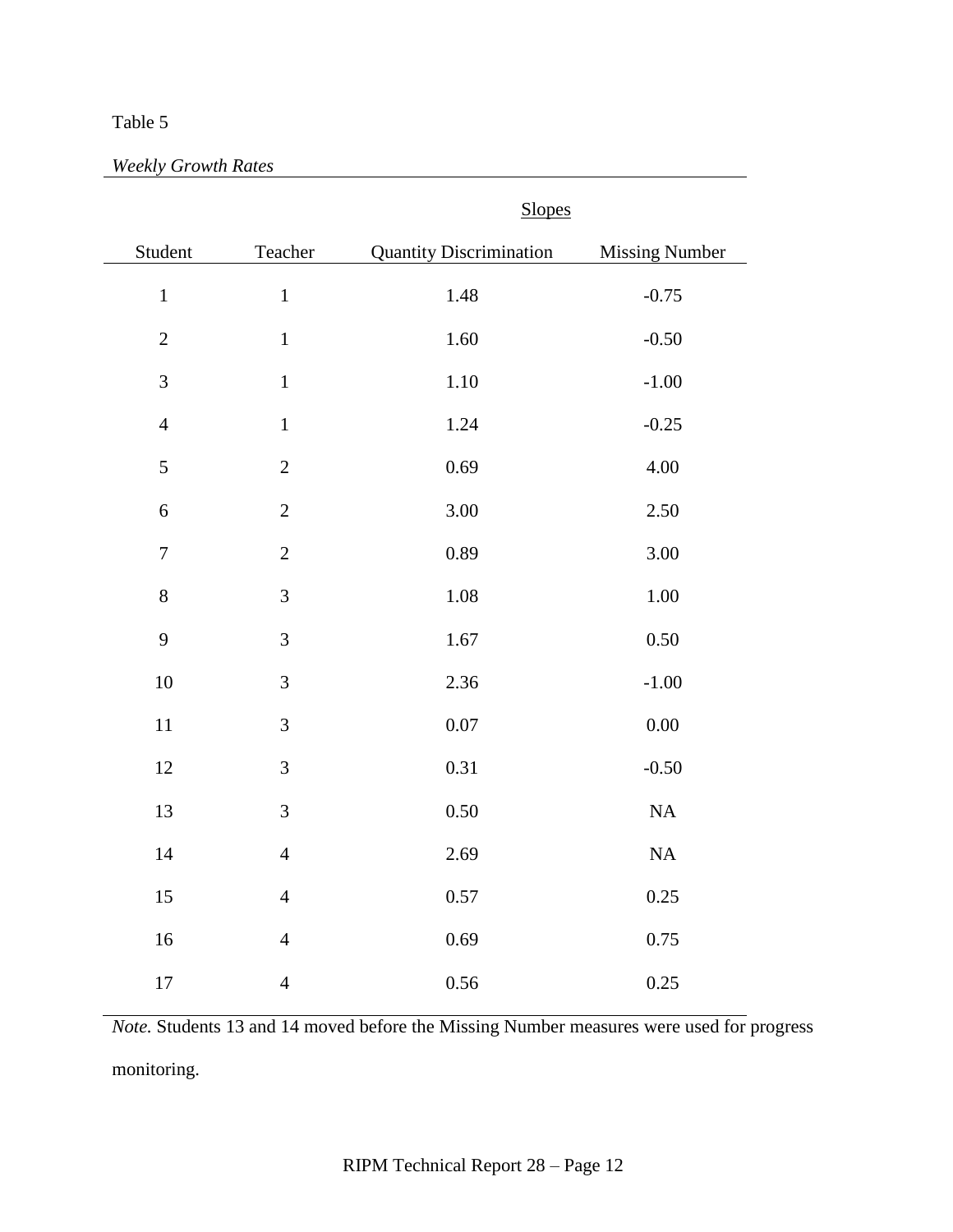Table 5

*Weekly Growth Rates*

| | | Slopes | |
|---|---|---|---|
| Student | Teacher | Quantity Discrimination | Missing Number |
| 1 | 1 | 1.48 | -0.75 |
| 2 | 1 | 1.60 | -0.50 |
| 3 | 1 | 1.10 | -1.00 |
| 4 | 1 | 1.24 | -0.25 |
| 5 | 2 | 0.69 | 4.00 |
| 6 | 2 | 3.00 | 2.50 |
| 7 | 2 | 0.89 | 3.00 |
| 8 | 3 | 1.08 | 1.00 |
| 9 | 3 | 1.67 | 0.50 |
| 10 | 3 | 2.36 | -1.00 |
| 11 | 3 | 0.07 | 0.00 |
| 12 | 3 | 0.31 | -0.50 |
| 13 | 3 | 0.50 | NA |
| 14 | 4 | 2.69 | NA |
| 15 | 4 | 0.57 | 0.25 |
| 16 | 4 | 0.69 | 0.75 |
| 17 | 4 | 0.56 | 0.25 |

*Note.* Students 13 and 14 moved before the Missing Number measures were used for progress monitoring.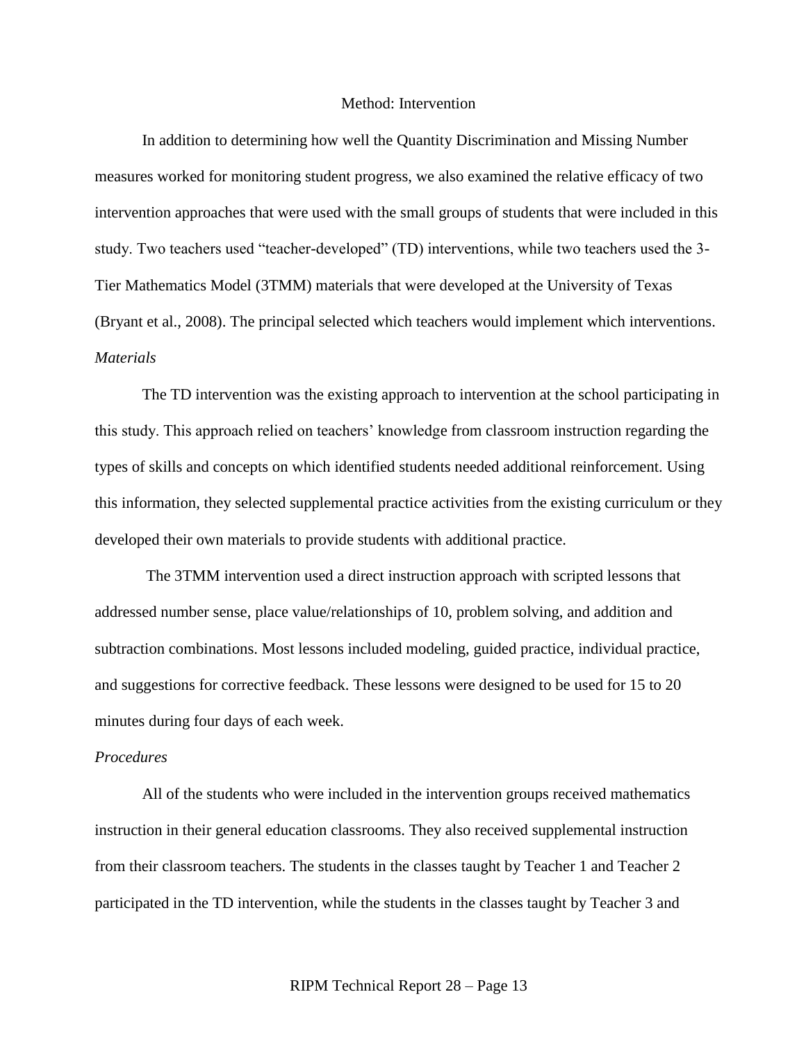## Method: Intervention

In addition to determining how well the Quantity Discrimination and Missing Number measures worked for monitoring student progress, we also examined the relative efficacy of two intervention approaches that were used with the small groups of students that were included in this study. Two teachers used "teacher-developed" (TD) interventions, while two teachers used the 3-Tier Mathematics Model (3TMM) materials that were developed at the University of Texas (Bryant et al., 2008). The principal selected which teachers would implement which interventions.

### *Materials*

The TD intervention was the existing approach to intervention at the school participating in this study. This approach relied on teachers' knowledge from classroom instruction regarding the types of skills and concepts on which identified students needed additional reinforcement. Using this information, they selected supplemental practice activities from the existing curriculum or they developed their own materials to provide students with additional practice.

The 3TMM intervention used a direct instruction approach with scripted lessons that addressed number sense, place value/relationships of 10, problem solving, and addition and subtraction combinations. Most lessons included modeling, guided practice, individual practice, and suggestions for corrective feedback. These lessons were designed to be used for 15 to 20 minutes during four days of each week.

### *Procedures*

All of the students who were included in the intervention groups received mathematics instruction in their general education classrooms. They also received supplemental instruction from their classroom teachers. The students in the classes taught by Teacher 1 and Teacher 2 participated in the TD intervention, while the students in the classes taught by Teacher 3 and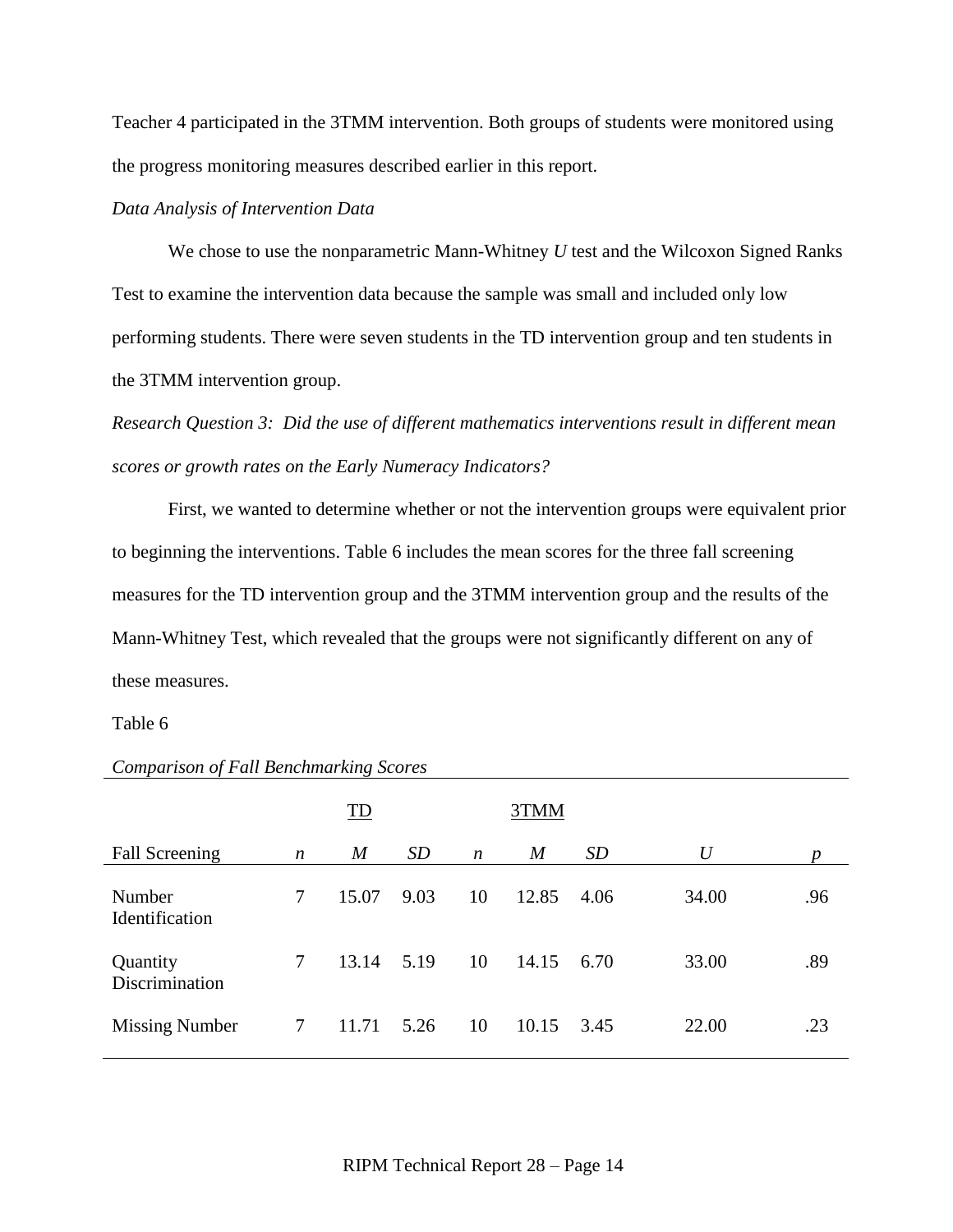Teacher 4 participated in the 3TMM intervention. Both groups of students were monitored using the progress monitoring measures described earlier in this report.

*Data Analysis of Intervention Data*

We chose to use the nonparametric Mann-Whitney *U* test and the Wilcoxon Signed Ranks Test to examine the intervention data because the sample was small and included only low performing students. There were seven students in the TD intervention group and ten students in the 3TMM intervention group.

*Research Question 3: Did the use of different mathematics interventions result in different mean scores or growth rates on the Early Numeracy Indicators?*

First, we wanted to determine whether or not the intervention groups were equivalent prior to beginning the interventions. Table 6 includes the mean scores for the three fall screening measures for the TD intervention group and the 3TMM intervention group and the results of the Mann-Whitney Test, which revealed that the groups were not significantly different on any of these measures.

Table 6

*Comparison of Fall Benchmarking Scores*

| | TD | | | 3TMM | | | | |
|---|---|---|---|---|---|---|---|---|
| Fall Screening | *n* | *M* | *SD* | *n* | *M* | *SD* | *U* | *p* |
| Number Identification | 7 | 15.07 | 9.03 | 10 | 12.85 | 4.06 | 34.00 | .96 |
| Quantity Discrimination | 7 | 13.14 | 5.19 | 10 | 14.15 | 6.70 | 33.00 | .89 |
| Missing Number | 7 | 11.71 | 5.26 | 10 | 10.15 | 3.45 | 22.00 | .23 |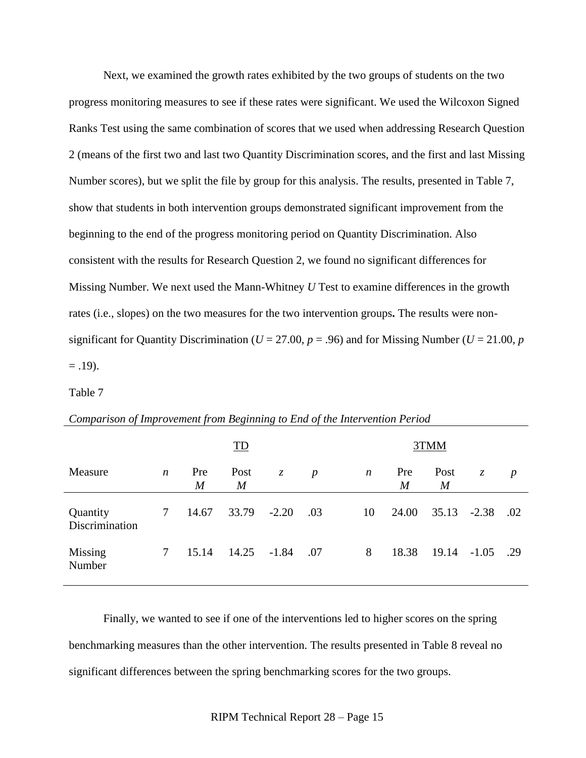Next, we examined the growth rates exhibited by the two groups of students on the two progress monitoring measures to see if these rates were significant. We used the Wilcoxon Signed Ranks Test using the same combination of scores that we used when addressing Research Question 2 (means of the first two and last two Quantity Discrimination scores, and the first and last Missing Number scores), but we split the file by group for this analysis. The results, presented in Table 7, show that students in both intervention groups demonstrated significant improvement from the beginning to the end of the progress monitoring period on Quantity Discrimination. Also consistent with the results for Research Question 2, we found no significant differences for Missing Number. We next used the Mann-Whitney *U* Test to examine differences in the growth rates (i.e., slopes) on the two measures for the two intervention groups**.** The results were non-significant for Quantity Discrimination ($U = 27.00$, $p = .96$) and for Missing Number ($U = 21.00$, $p = .19$).

Table 7

*Comparison of Improvement from Beginning to End of the Intervention Period*

| | TD | | | | | 3TMM | | | | |
|---|---|---|---|---|---|---|---|---|---|---|
| Measure | *n* | Pre *M* | Post *M* | *z* | *p* | *n* | Pre *M* | Post *M* | *z* | *p* |
| Quantity Discrimination | 7 | 14.67 | 33.79 | -2.20 | .03 | 10 | 24.00 | 35.13 | -2.38 | .02 |
| Missing Number | 7 | 15.14 | 14.25 | -1.84 | .07 | 8 | 18.38 | 19.14 | -1.05 | .29 |

Finally, we wanted to see if one of the interventions led to higher scores on the spring benchmarking measures than the other intervention. The results presented in Table 8 reveal no significant differences between the spring benchmarking scores for the two groups.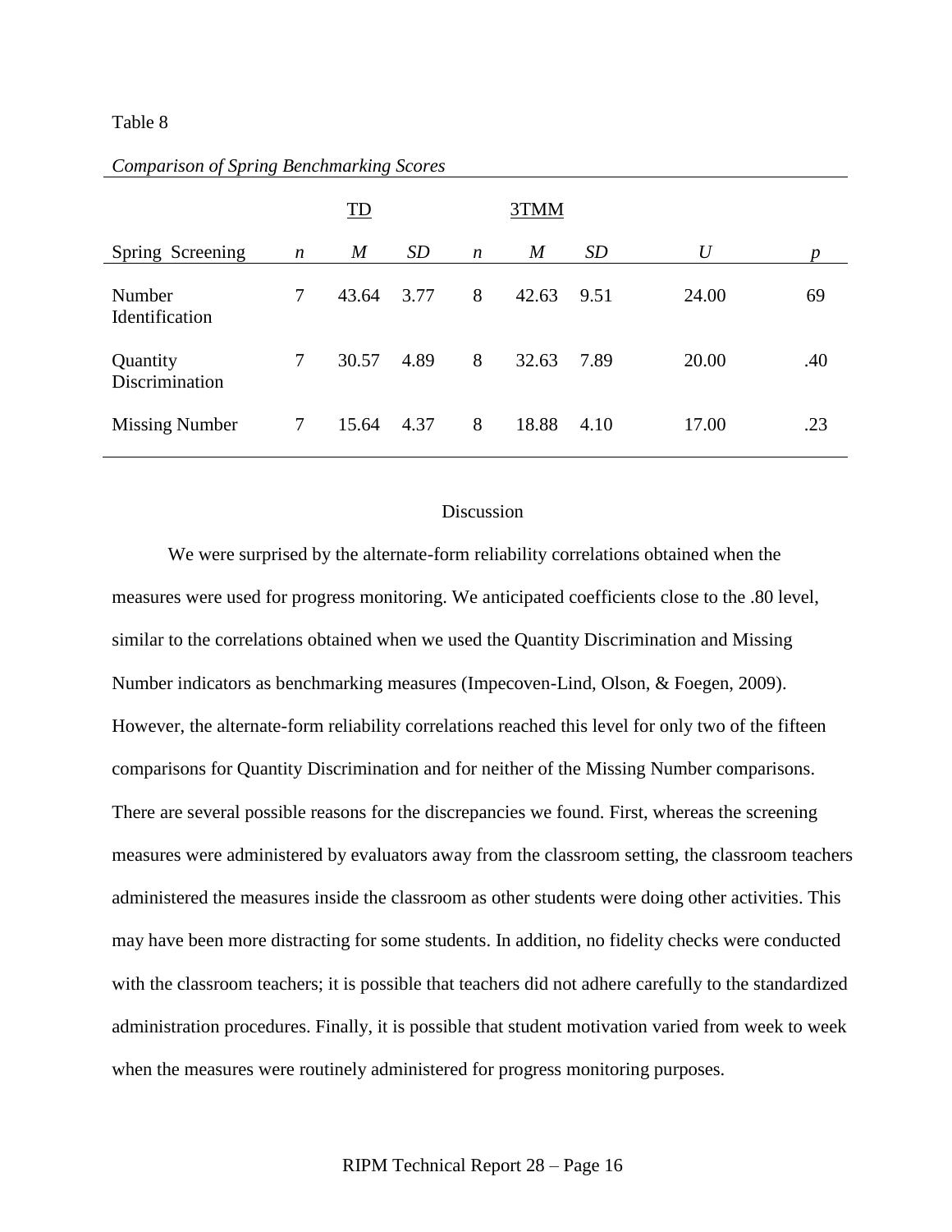Table 8

*Comparison of Spring Benchmarking Scores*

| | TD | | | 3TMM | | | | |
|---|---|---|---|---|---|---|---|---|
| Spring Screening | *n* | *M* | *SD* | *n* | *M* | *SD* | *U* | *p* |
| Number Identification | 7 | 43.64 | 3.77 | 8 | 42.63 | 9.51 | 24.00 | 69 |
| Quantity Discrimination | 7 | 30.57 | 4.89 | 8 | 32.63 | 7.89 | 20.00 | .40 |
| Missing Number | 7 | 15.64 | 4.37 | 8 | 18.88 | 4.10 | 17.00 | .23 |

## Discussion

We were surprised by the alternate-form reliability correlations obtained when the measures were used for progress monitoring. We anticipated coefficients close to the .80 level, similar to the correlations obtained when we used the Quantity Discrimination and Missing Number indicators as benchmarking measures (Impecoven-Lind, Olson, & Foegen, 2009). However, the alternate-form reliability correlations reached this level for only two of the fifteen comparisons for Quantity Discrimination and for neither of the Missing Number comparisons. There are several possible reasons for the discrepancies we found. First, whereas the screening measures were administered by evaluators away from the classroom setting, the classroom teachers administered the measures inside the classroom as other students were doing other activities. This may have been more distracting for some students. In addition, no fidelity checks were conducted with the classroom teachers; it is possible that teachers did not adhere carefully to the standardized administration procedures. Finally, it is possible that student motivation varied from week to week when the measures were routinely administered for progress monitoring purposes.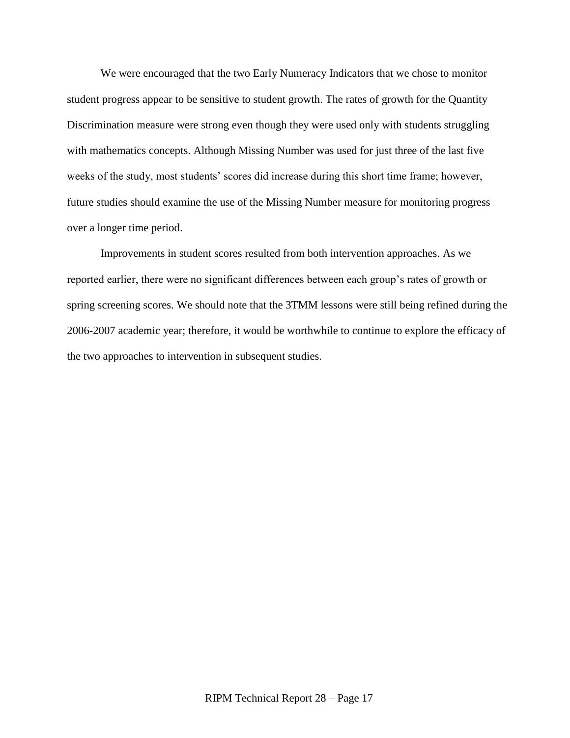We were encouraged that the two Early Numeracy Indicators that we chose to monitor student progress appear to be sensitive to student growth. The rates of growth for the Quantity Discrimination measure were strong even though they were used only with students struggling with mathematics concepts. Although Missing Number was used for just three of the last five weeks of the study, most students' scores did increase during this short time frame; however, future studies should examine the use of the Missing Number measure for monitoring progress over a longer time period.

Improvements in student scores resulted from both intervention approaches. As we reported earlier, there were no significant differences between each group's rates of growth or spring screening scores. We should note that the 3TMM lessons were still being refined during the 2006-2007 academic year; therefore, it would be worthwhile to continue to explore the efficacy of the two approaches to intervention in subsequent studies.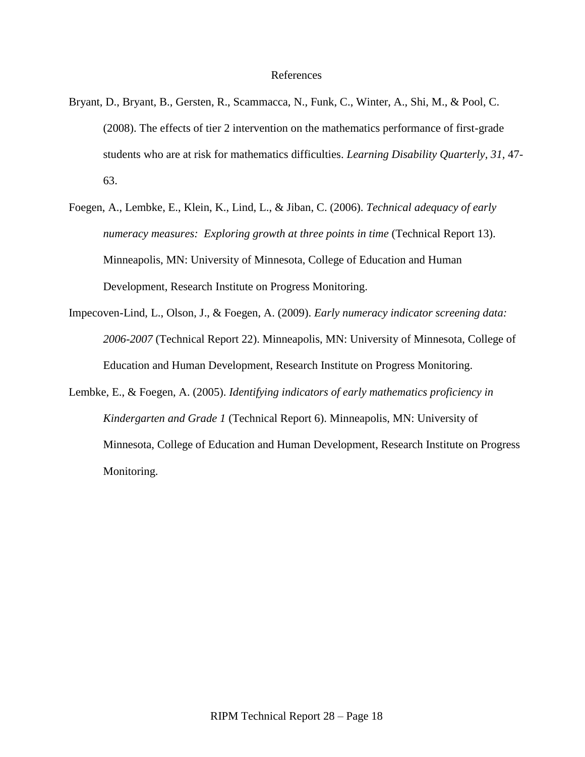# References

Bryant, D., Bryant, B., Gersten, R., Scammacca, N., Funk, C., Winter, A., Shi, M., & Pool, C. (2008). The effects of tier 2 intervention on the mathematics performance of first-grade students who are at risk for mathematics difficulties. *Learning Disability Quarterly, 31*, 47-63.

Foegen, A., Lembke, E., Klein, K., Lind, L., & Jiban, C. (2006). *Technical adequacy of early numeracy measures: Exploring growth at three points in time* (Technical Report 13). Minneapolis, MN: University of Minnesota, College of Education and Human Development, Research Institute on Progress Monitoring.

Impecoven-Lind, L., Olson, J., & Foegen, A. (2009). *Early numeracy indicator screening data: 2006-2007* (Technical Report 22). Minneapolis, MN: University of Minnesota, College of Education and Human Development, Research Institute on Progress Monitoring.

Lembke, E., & Foegen, A. (2005). *Identifying indicators of early mathematics proficiency in Kindergarten and Grade 1* (Technical Report 6). Minneapolis, MN: University of Minnesota, College of Education and Human Development, Research Institute on Progress Monitoring.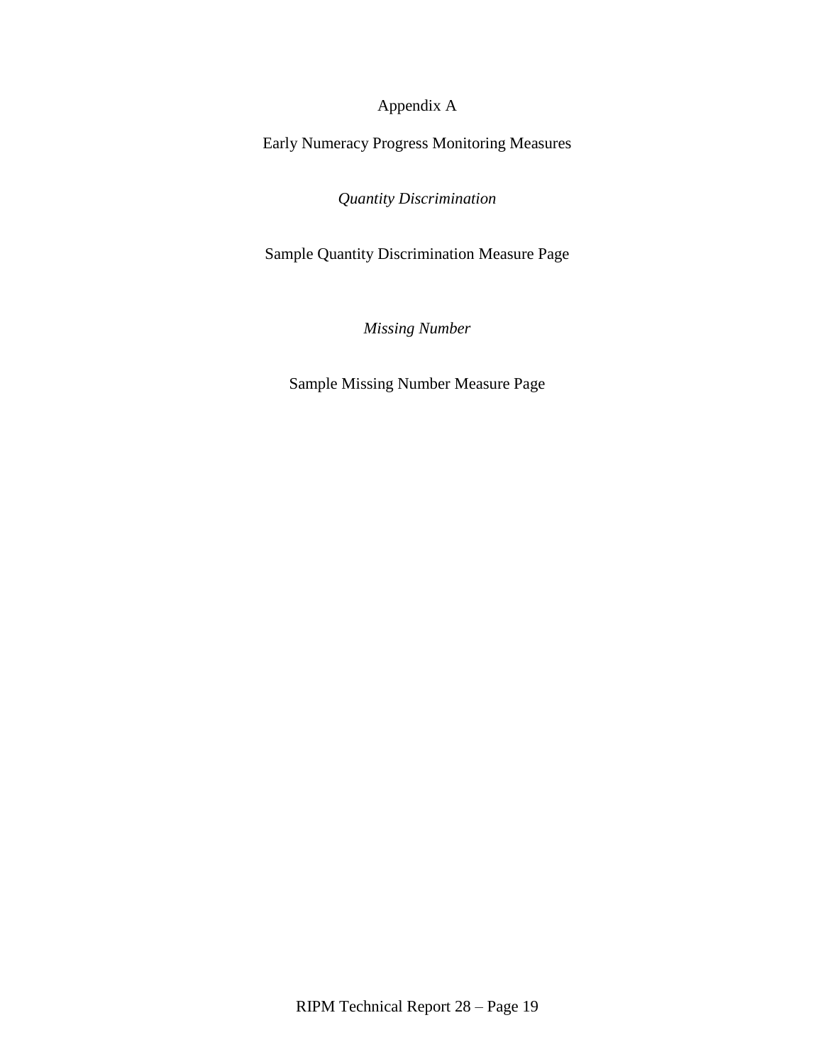# Appendix A

## Early Numeracy Progress Monitoring Measures

### *Quantity Discrimination*

Sample Quantity Discrimination Measure Page

### *Missing Number*

Sample Missing Number Measure Page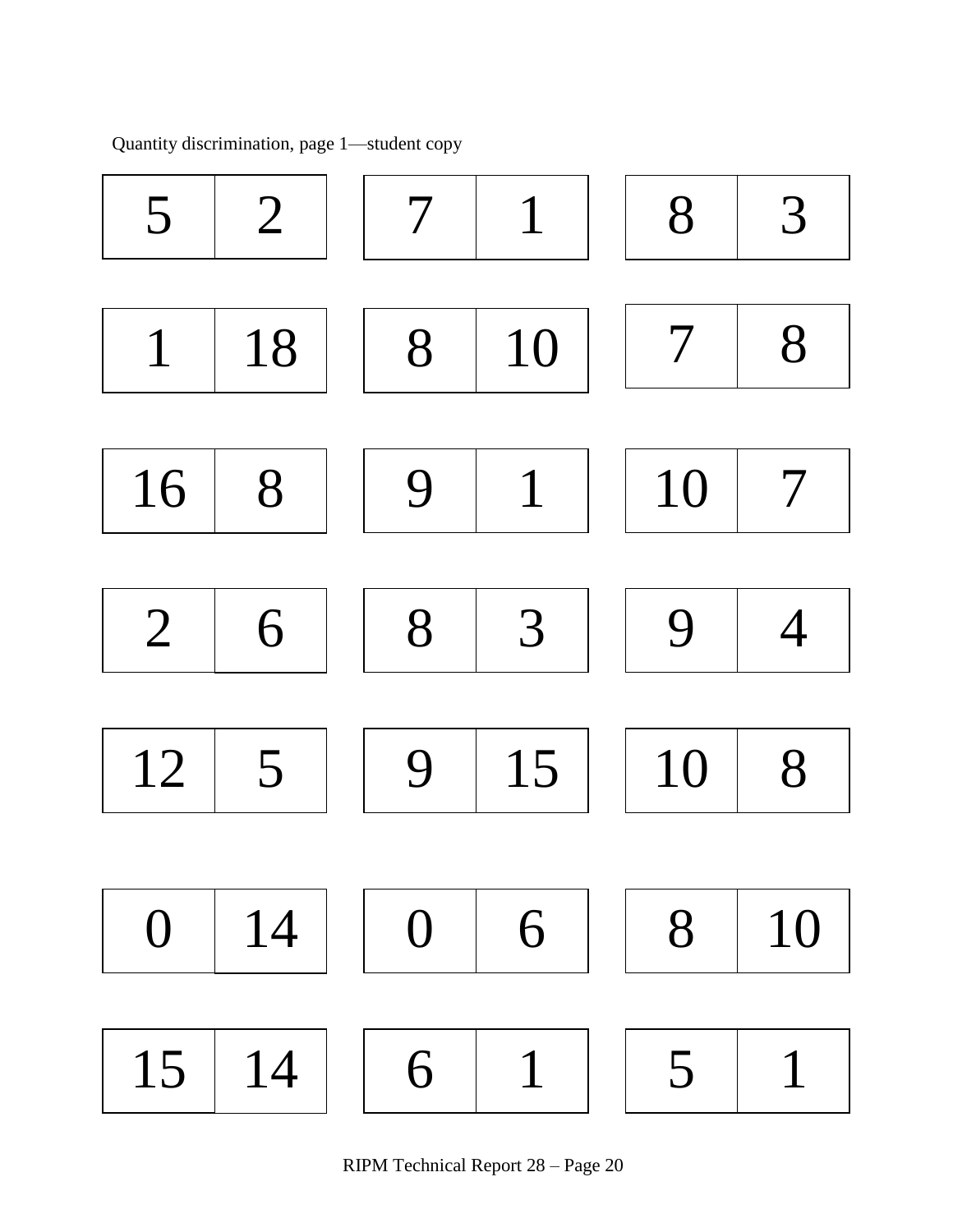Quantity discrimination, page 1—student copy

| 5 | 2 | 7 | 1 | 8 | 3 |
|---|---|---|---|---|---|
| 1 | 18 | 8 | 10 | 7 | 8 |
| 16 | 8 | 9 | 1 | 10 | 7 |
| 2 | 6 | 8 | 3 | 9 | 4 |
| 12 | 5 | 9 | 15 | 10 | 8 |
| 0 | 14 | 0 | 6 | 8 | 10 |
| 15 | 14 | 6 | 1 | 5 | 1 |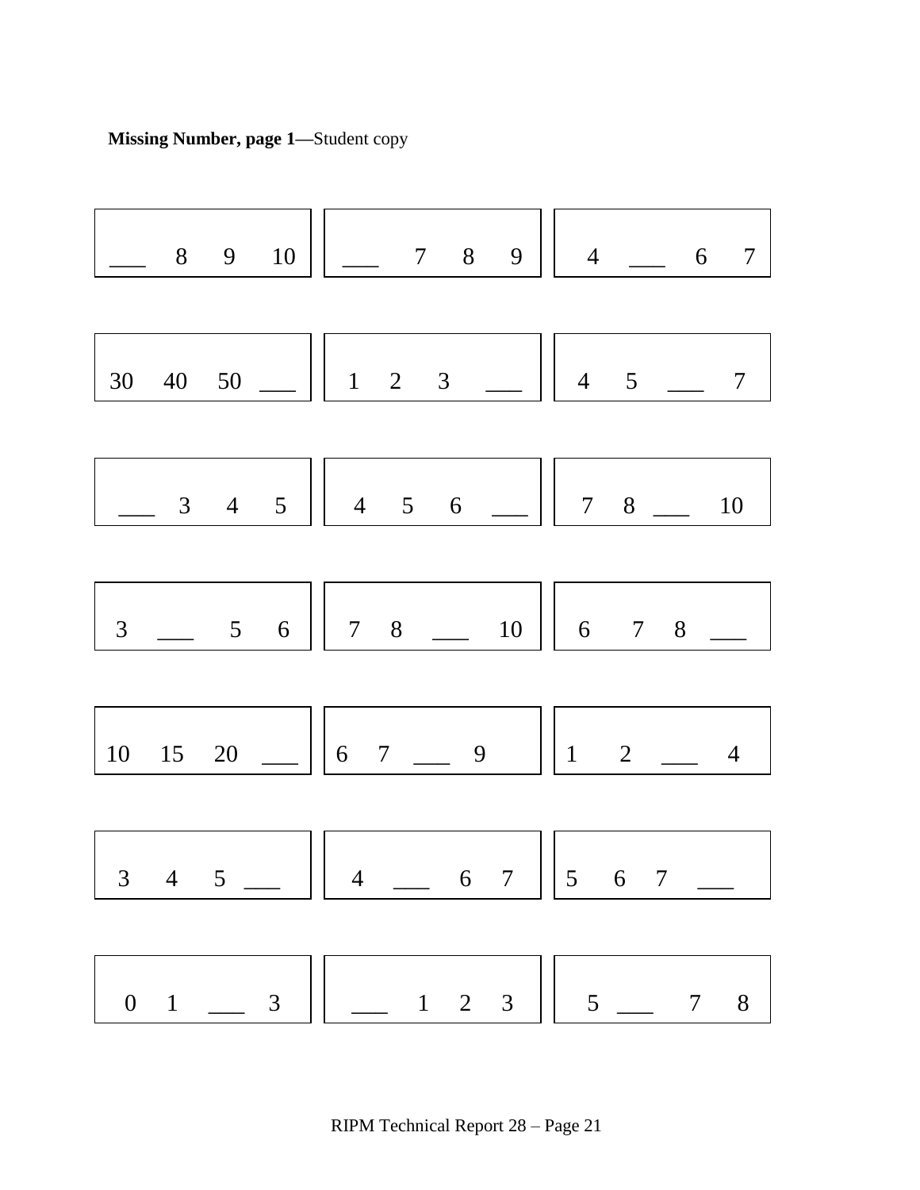**Missing Number, page 1**—Student copy

| | | |
|---|---|---|
| ___ 8 9 10 | ___ 7 8 9 | 4 ___ 6 7 |
| 30 40 50 ___ | 1 2 3 ___ | 4 5 ___ 7 |
| ___ 3 4 5 | 4 5 6 ___ | 7 8 ___ 10 |
| 3 ___ 5 6 | 7 8 ___ 10 | 6 7 8 ___ |
| 10 15 20 ___ | 6 7 ___ 9 | 1 2 ___ 4 |
| 3 4 5 ___ | 4 ___ 6 7 | 5 6 7 ___ |
| 0 1 ___ 3 | ___ 1 2 3 | 5 ___ 7 8 |

RIPM Technical Report 28 – Page 21